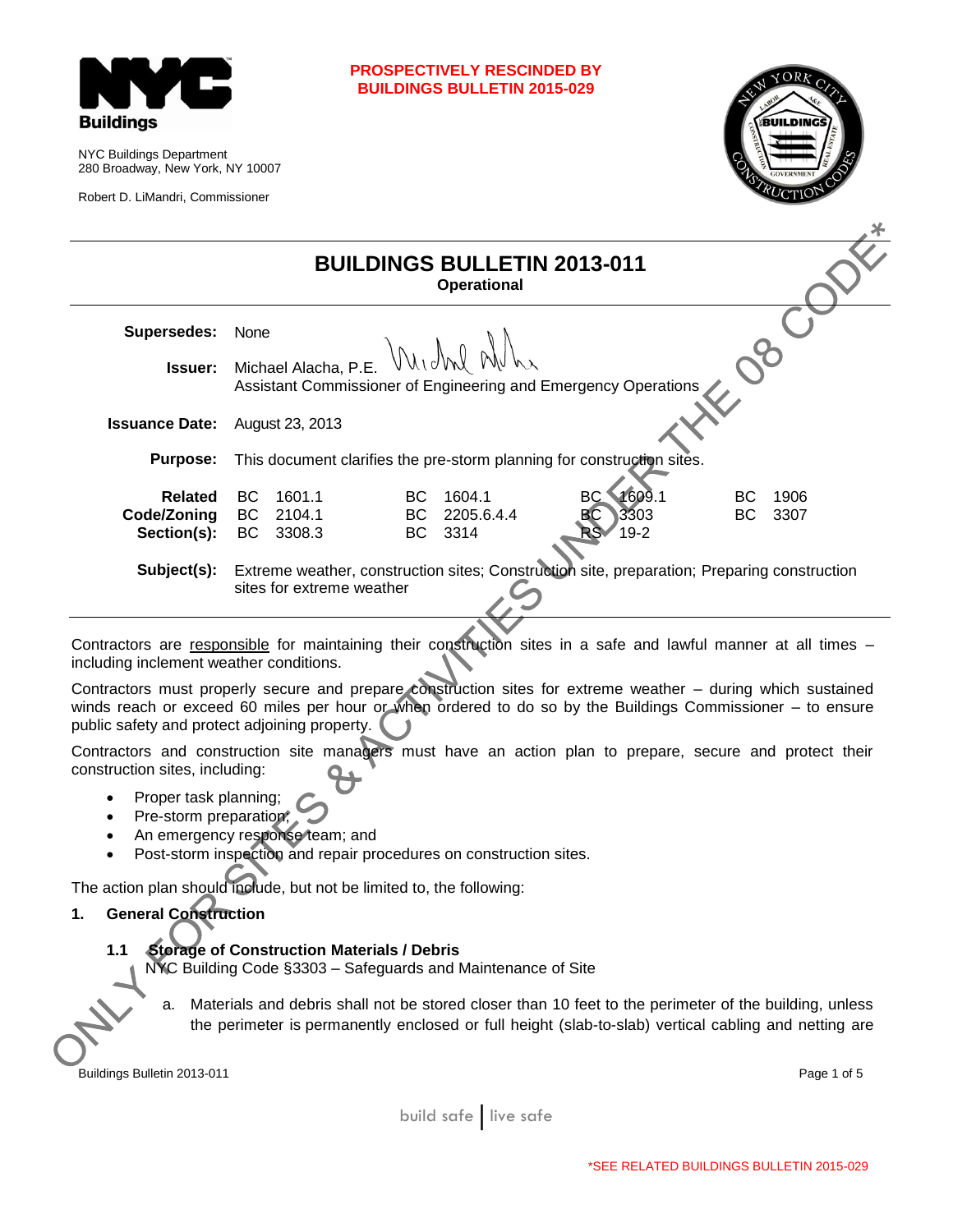NYC Buildings Department
280 Broadway, New York, NY 10007

Robert D. LiMandri, Commissioner

**PROSPECTIVELY RESCINDED BY BUILDINGS BULLETIN 2015-029**

ONLY FOR SITES & ACTIVITIES UNDER THE 08 CODE*

# BUILDINGS BULLETIN 2013-011

**Operational**

**Supersedes:** None

**Issuer:** Michael Alacha, P.E.
Assistant Commissioner of Engineering and Emergency Operations

**Issuance Date:** August 23, 2013

**Purpose:** This document clarifies the pre-storm planning for construction sites.

**Related Code/Zoning Section(s):**

| | | | |
|---|---|---|---|
| BC 1601.1 | BC 1604.1 | BC 1609.1 | BC 1906 |
| BC 2104.1 | BC 2205.6.4.4 | BC 3303 | BC 3307 |
| BC 3308.3 | BC 3314 | RS 19-2 | |

**Subject(s):** Extreme weather, construction sites; Construction site, preparation; Preparing construction sites for extreme weather

Contractors are responsible for maintaining their construction sites in a safe and lawful manner at all times – including inclement weather conditions.

Contractors must properly secure and prepare construction sites for extreme weather – during which sustained winds reach or exceed 60 miles per hour or when ordered to do so by the Buildings Commissioner – to ensure public safety and protect adjoining property.

Contractors and construction site managers must have an action plan to prepare, secure and protect their construction sites, including:

- Proper task planning;
- Pre-storm preparation;
- An emergency response team; and
- Post-storm inspection and repair procedures on construction sites.

The action plan should include, but not be limited to, the following:

## 1. General Construction

### 1.1 Storage of Construction Materials / Debris

NYC Building Code §3303 – Safeguards and Maintenance of Site

a. Materials and debris shall not be stored closer than 10 feet to the perimeter of the building, unless the perimeter is permanently enclosed or full height (slab-to-slab) vertical cabling and netting are

*SEE RELATED BUILDINGS BULLETIN 2015-029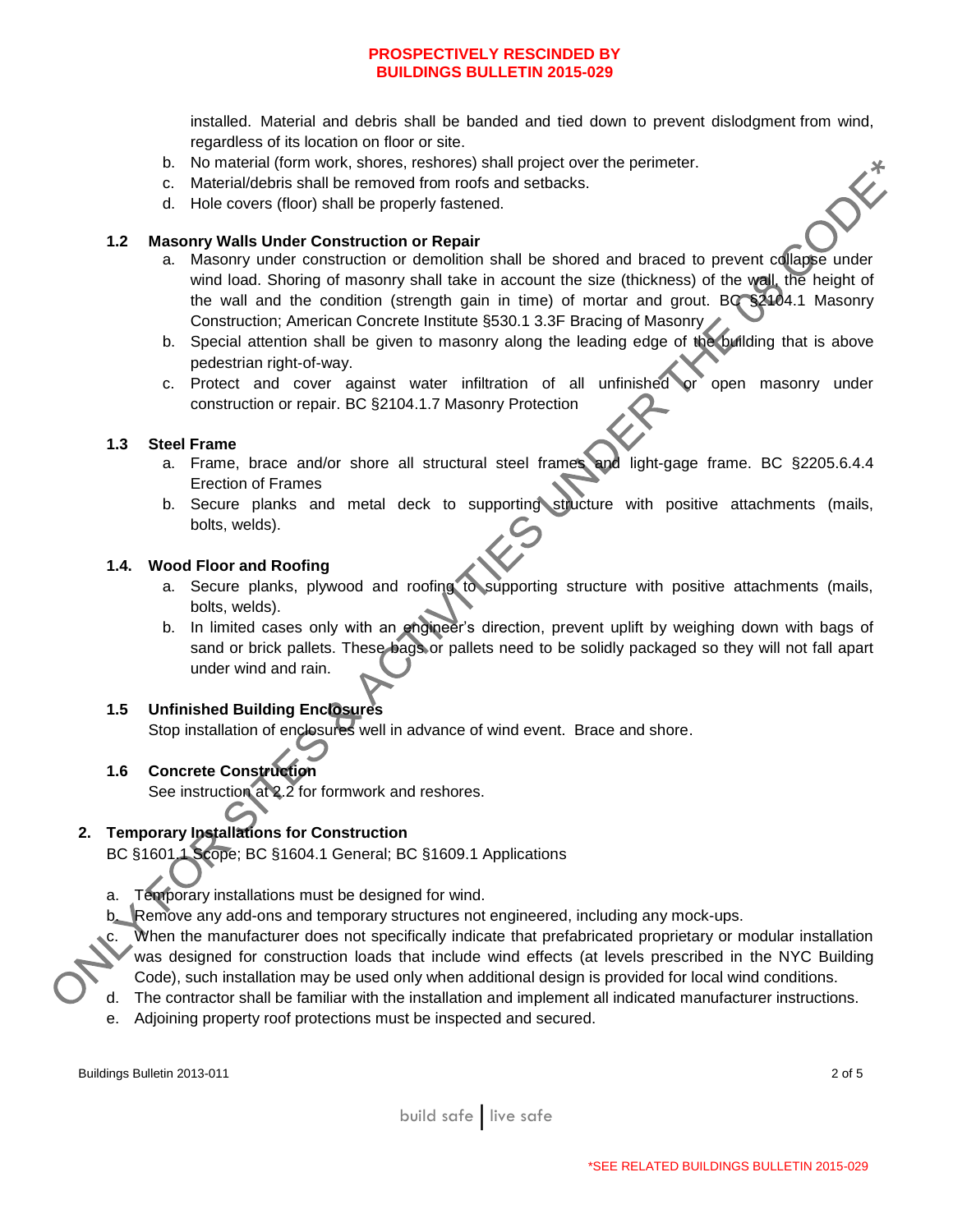**PROSPECTIVELY RESCINDED BY BUILDINGS BULLETIN 2015-029**

installed. Material and debris shall be banded and tied down to prevent dislodgment from wind, regardless of its location on floor or site.

b. No material (form work, shores, reshores) shall project over the perimeter.
c. Material/debris shall be removed from roofs and setbacks.
d. Hole covers (floor) shall be properly fastened.

### 1.2 Masonry Walls Under Construction or Repair

a. Masonry under construction or demolition shall be shored and braced to prevent collapse under wind load. Shoring of masonry shall take in account the size (thickness) of the wall, the height of the wall and the condition (strength gain in time) of mortar and grout. BC §2104.1 Masonry Construction; American Concrete Institute §530.1 3.3F Bracing of Masonry
b. Special attention shall be given to masonry along the leading edge of the building that is above pedestrian right-of-way.
c. Protect and cover against water infiltration of all unfinished or open masonry under construction or repair. BC §2104.1.7 Masonry Protection

### 1.3 Steel Frame

a. Frame, brace and/or shore all structural steel frames and light-gage frame. BC §2205.6.4.4 Erection of Frames
b. Secure planks and metal deck to supporting structure with positive attachments (mails, bolts, welds).

### 1.4. Wood Floor and Roofing

a. Secure planks, plywood and roofing to supporting structure with positive attachments (mails, bolts, welds).
b. In limited cases only with an engineer's direction, prevent uplift by weighing down with bags of sand or brick pallets. These bags or pallets need to be solidly packaged so they will not fall apart under wind and rain.

### 1.5 Unfinished Building Enclosures

Stop installation of enclosures well in advance of wind event. Brace and shore.

### 1.6 Concrete Construction

See instruction at 2.2 for formwork and reshores.

## 2. Temporary Installations for Construction

BC §1601.1 Scope; BC §1604.1 General; BC §1609.1 Applications

a. Temporary installations must be designed for wind.
b. Remove any add-ons and temporary structures not engineered, including any mock-ups.
c. When the manufacturer does not specifically indicate that prefabricated proprietary or modular installation was designed for construction loads that include wind effects (at levels prescribed in the NYC Building Code), such installation may be used only when additional design is provided for local wind conditions.
d. The contractor shall be familiar with the installation and implement all indicated manufacturer instructions.
e. Adjoining property roof protections must be inspected and secured.

ONLY FOR SITES & ACTIVITIES UNDER THE 08 CODE*

*SEE RELATED BUILDINGS BULLETIN 2015-029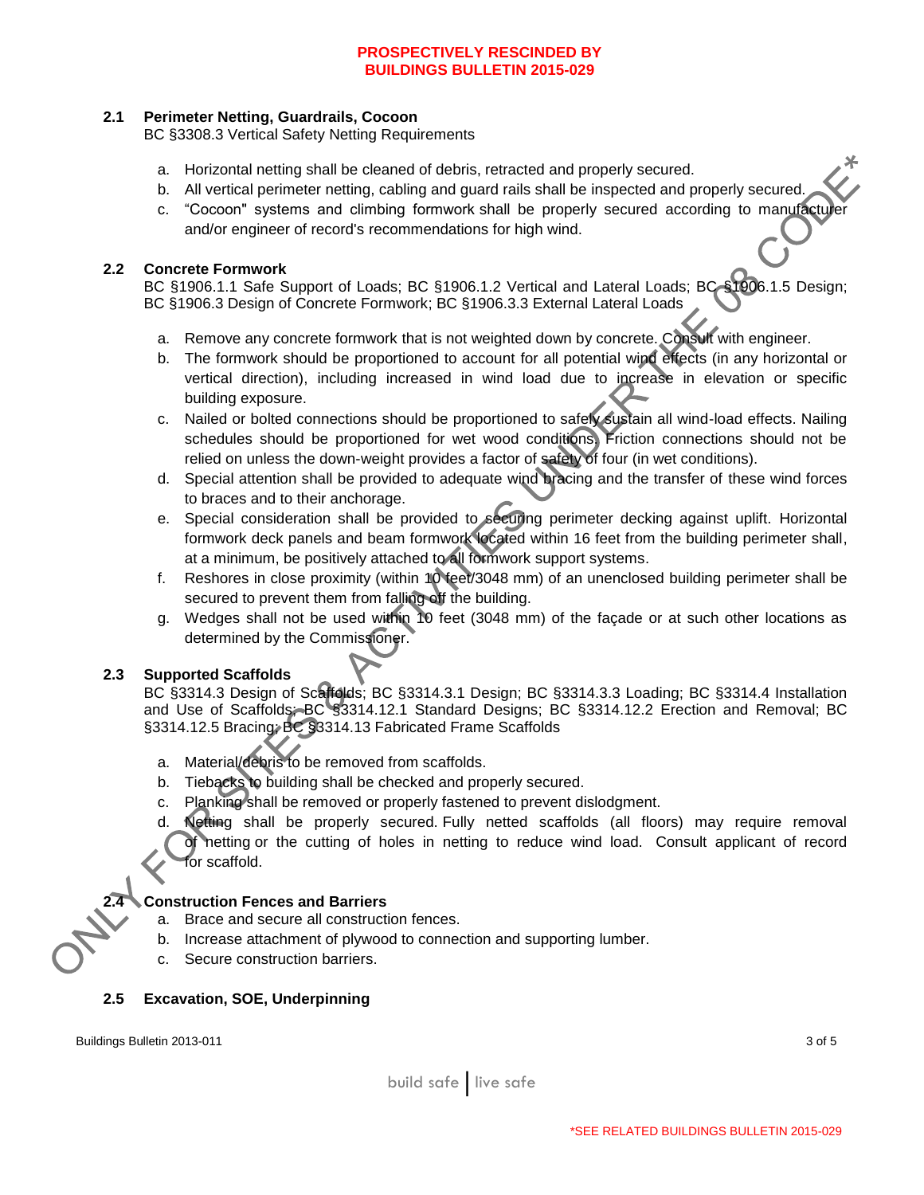**PROSPECTIVELY RESCINDED BY BUILDINGS BULLETIN 2015-029**

## 2.1 Perimeter Netting, Guardrails, Cocoon

BC §3308.3 Vertical Safety Netting Requirements

a. Horizontal netting shall be cleaned of debris, retracted and properly secured.
b. All vertical perimeter netting, cabling and guard rails shall be inspected and properly secured.
c. "Cocoon" systems and climbing formwork shall be properly secured according to manufacturer and/or engineer of record's recommendations for high wind.

## 2.2 Concrete Formwork

BC §1906.1.1 Safe Support of Loads; BC §1906.1.2 Vertical and Lateral Loads; BC §1906.1.5 Design; BC §1906.3 Design of Concrete Formwork; BC §1906.3.3 External Lateral Loads

a. Remove any concrete formwork that is not weighted down by concrete. Consult with engineer.
b. The formwork should be proportioned to account for all potential wind effects (in any horizontal or vertical direction), including increased in wind load due to increase in elevation or specific building exposure.
c. Nailed or bolted connections should be proportioned to safely sustain all wind-load effects. Nailing schedules should be proportioned for wet wood conditions. Friction connections should not be relied on unless the down-weight provides a factor of safety of four (in wet conditions).
d. Special attention shall be provided to adequate wind bracing and the transfer of these wind forces to braces and to their anchorage.
e. Special consideration shall be provided to securing perimeter decking against uplift. Horizontal formwork deck panels and beam formwork located within 16 feet from the building perimeter shall, at a minimum, be positively attached to all formwork support systems.
f. Reshores in close proximity (within 10 feet/3048 mm) of an unenclosed building perimeter shall be secured to prevent them from falling off the building.
g. Wedges shall not be used within 10 feet (3048 mm) of the façade or at such other locations as determined by the Commissioner.

## 2.3 Supported Scaffolds

BC §3314.3 Design of Scaffolds; BC §3314.3.1 Design; BC §3314.3.3 Loading; BC §3314.4 Installation and Use of Scaffolds; BC §3314.12.1 Standard Designs; BC §3314.12.2 Erection and Removal; BC §3314.12.5 Bracing; BC §3314.13 Fabricated Frame Scaffolds

a. Material/debris to be removed from scaffolds.
b. Tiebacks to building shall be checked and properly secured.
c. Planking shall be removed or properly fastened to prevent dislodgment.
d. Netting shall be properly secured. Fully netted scaffolds (all floors) may require removal of netting or the cutting of holes in netting to reduce wind load. Consult applicant of record for scaffold.

## 2.4 Construction Fences and Barriers

a. Brace and secure all construction fences.
b. Increase attachment of plywood to connection and supporting lumber.
c. Secure construction barriers.

## 2.5 Excavation, SOE, Underpinning

ONLY FOR SITES & ACTIVITIES UNDER THE 08 CODE*

*SEE RELATED BUILDINGS BULLETIN 2015-029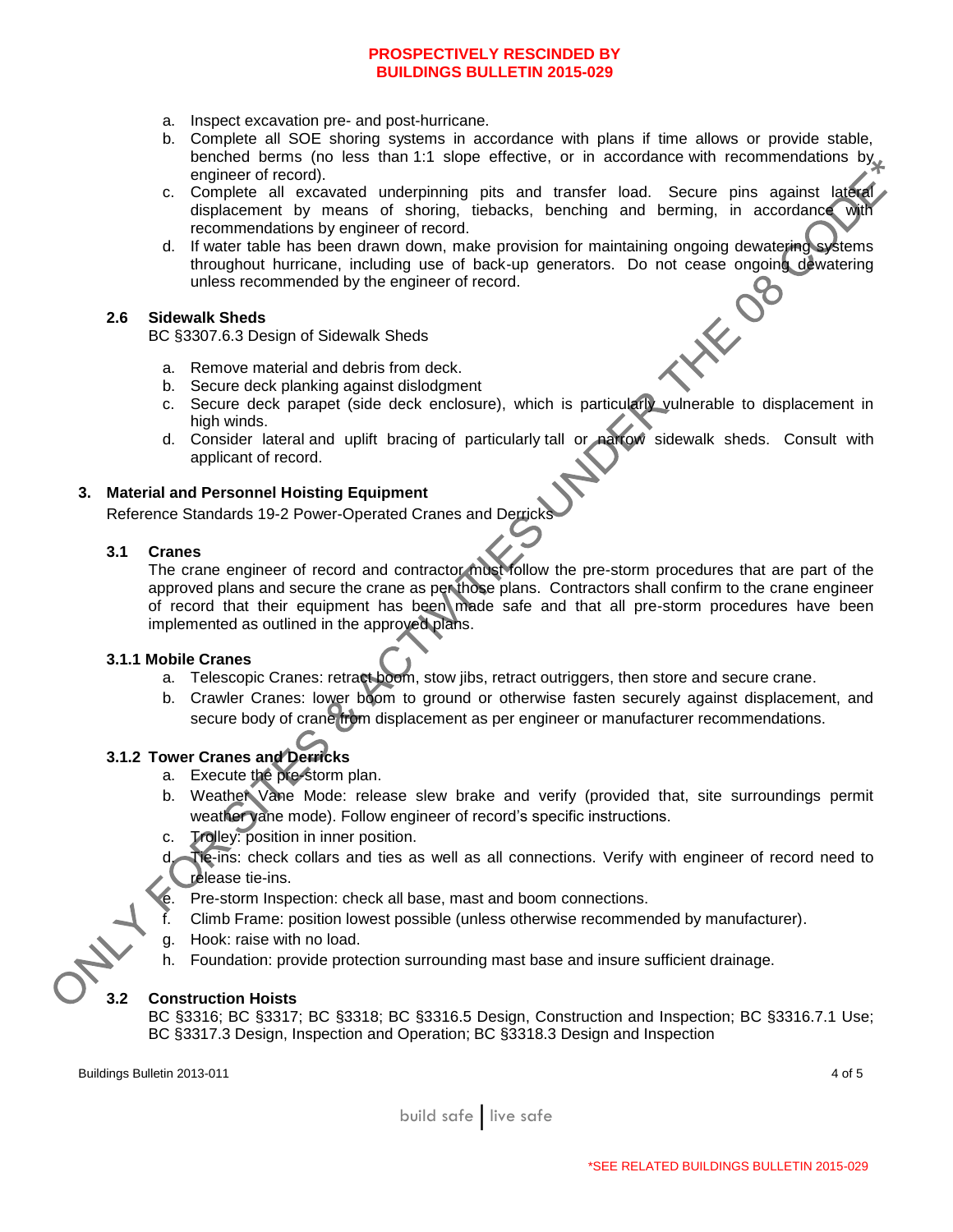**PROSPECTIVELY RESCINDED BY BUILDINGS BULLETIN 2015-029**

a. Inspect excavation pre- and post-hurricane.
b. Complete all SOE shoring systems in accordance with plans if time allows or provide stable, benched berms (no less than 1:1 slope effective, or in accordance with recommendations by engineer of record).
c. Complete all excavated underpinning pits and transfer load. Secure pins against lateral displacement by means of shoring, tiebacks, benching and berming, in accordance with recommendations by engineer of record.
d. If water table has been drawn down, make provision for maintaining ongoing dewatering systems throughout hurricane, including use of back-up generators. Do not cease ongoing dewatering unless recommended by the engineer of record.

### 2.6 Sidewalk Sheds

BC §3307.6.3 Design of Sidewalk Sheds

a. Remove material and debris from deck.
b. Secure deck planking against dislodgment
c. Secure deck parapet (side deck enclosure), which is particularly vulnerable to displacement in high winds.
d. Consider lateral and uplift bracing of particularly tall or narrow sidewalk sheds. Consult with applicant of record.

## 3. Material and Personnel Hoisting Equipment

Reference Standards 19-2 Power-Operated Cranes and Derricks

### 3.1 Cranes

The crane engineer of record and contractor must follow the pre-storm procedures that are part of the approved plans and secure the crane as per those plans. Contractors shall confirm to the crane engineer of record that their equipment has been made safe and that all pre-storm procedures have been implemented as outlined in the approved plans.

#### 3.1.1 Mobile Cranes

a. Telescopic Cranes: retract boom, stow jibs, retract outriggers, then store and secure crane.
b. Crawler Cranes: lower boom to ground or otherwise fasten securely against displacement, and secure body of crane from displacement as per engineer or manufacturer recommendations.

#### 3.1.2 Tower Cranes and Derricks

a. Execute the pre-storm plan.
b. Weather Vane Mode: release slew brake and verify (provided that, site surroundings permit weather vane mode). Follow engineer of record's specific instructions.
c. Trolley: position in inner position.
d. Tie-ins: check collars and ties as well as all connections. Verify with engineer of record need to release tie-ins.
e. Pre-storm Inspection: check all base, mast and boom connections.
f. Climb Frame: position lowest possible (unless otherwise recommended by manufacturer).
g. Hook: raise with no load.
h. Foundation: provide protection surrounding mast base and insure sufficient drainage.

### 3.2 Construction Hoists

BC §3316; BC §3317; BC §3318; BC §3316.5 Design, Construction and Inspection; BC §3316.7.1 Use; BC §3317.3 Design, Inspection and Operation; BC §3318.3 Design and Inspection

ONLY FOR SITES & ACTIVITIES UNDER THE 08 CODE*

\*SEE RELATED BUILDINGS BULLETIN 2015-029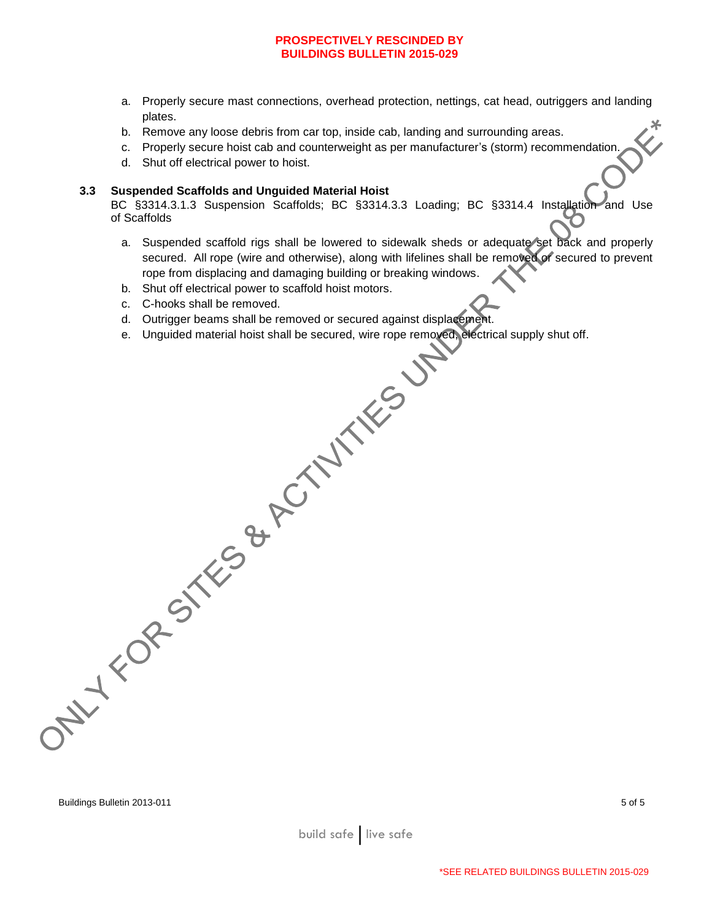PROSPECTIVELY RESCINDED BY
BUILDINGS BULLETIN 2015-029

a. Properly secure mast connections, overhead protection, nettings, cat head, outriggers and landing plates.
b. Remove any loose debris from car top, inside cab, landing and surrounding areas.
c. Properly secure hoist cab and counterweight as per manufacturer's (storm) recommendation.
d. Shut off electrical power to hoist.

**3.3 Suspended Scaffolds and Unguided Material Hoist**

BC §3314.3.1.3 Suspension Scaffolds; BC §3314.3.3 Loading; BC §3314.4 Installation and Use of Scaffolds

a. Suspended scaffold rigs shall be lowered to sidewalk sheds or adequate set back and properly secured. All rope (wire and otherwise), along with lifelines shall be removed or secured to prevent rope from displacing and damaging building or breaking windows.
b. Shut off electrical power to scaffold hoist motors.
c. C-hooks shall be removed.
d. Outrigger beams shall be removed or secured against displacement.
e. Unguided material hoist shall be secured, wire rope removed, electrical supply shut off.

ONLY FOR SITES & ACTIVITIES UNDER THE 08 CODE*

*SEE RELATED BUILDINGS BULLETIN 2015-029